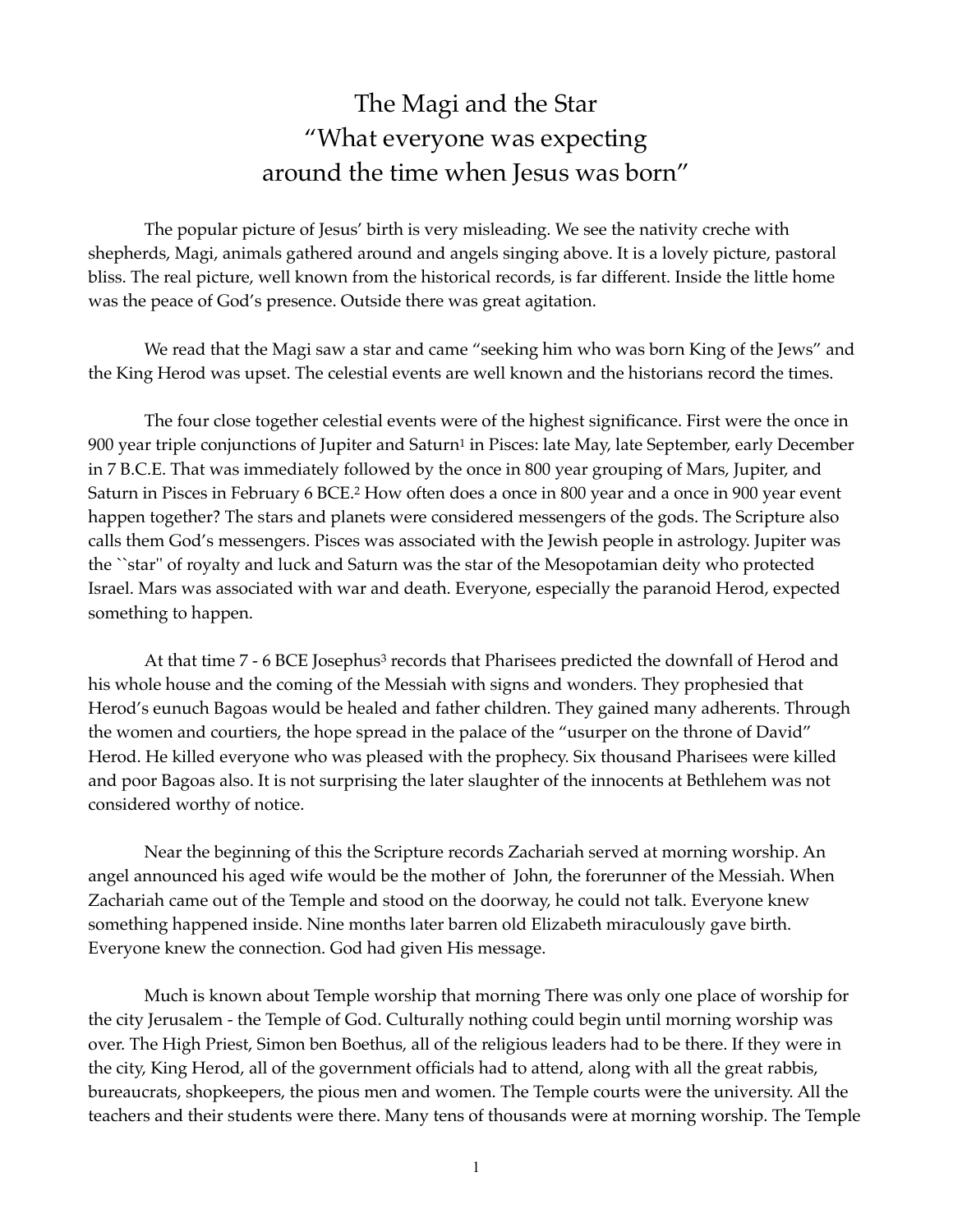// The Magi and the Star
"What everyone was expecting
around the time when Jesus was born"

The popular picture of Jesus' birth is very misleading. We see the nativity creche with shepherds, Magi, animals gathered around and angels singing above. It is a lovely picture, pastoral bliss. The real picture, well known from the historical records, is far different. Inside the little home was the peace of God's presence. Outside there was great agitation.

We read that the Magi saw a star and came "seeking him who was born King of the Jews" and the King Herod was upset. The celestial events are well known and the historians record the times.

The four close together celestial events were of the highest significance. First were the once in 900 year triple conjunctions of Jupiter and Saturn[1] in Pisces: late May, late September, early December in 7 B.C.E. That was immediately followed by the once in 800 year grouping of Mars, Jupiter, and Saturn in Pisces in February 6 BCE.[2] How often does a once in 800 year and a once in 900 year event happen together? The stars and planets were considered messengers of the gods. The Scripture also calls them God's messengers. Pisces was associated with the Jewish people in astrology. Jupiter was the ``star'' of royalty and luck and Saturn was the star of the Mesopotamian deity who protected Israel. Mars was associated with war and death. Everyone, especially the paranoid Herod, expected something to happen.

At that time 7 - 6 BCE Josephus[3] records that Pharisees predicted the downfall of Herod and his whole house and the coming of the Messiah with signs and wonders. They prophesied that Herod's eunuch Bagoas would be healed and father children. They gained many adherents. Through the women and courtiers, the hope spread in the palace of the "usurper on the throne of David" Herod. He killed everyone who was pleased with the prophecy. Six thousand Pharisees were killed and poor Bagoas also. It is not surprising the later slaughter of the innocents at Bethlehem was not considered worthy of notice.

Near the beginning of this the Scripture records Zachariah served at morning worship. An angel announced his aged wife would be the mother of John, the forerunner of the Messiah. When Zachariah came out of the Temple and stood on the doorway, he could not talk. Everyone knew something happened inside. Nine months later barren old Elizabeth miraculously gave birth. Everyone knew the connection. God had given His message.

Much is known about Temple worship that morning There was only one place of worship for the city Jerusalem - the Temple of God. Culturally nothing could begin until morning worship was over. The High Priest, Simon ben Boethus, all of the religious leaders had to be there. If they were in the city, King Herod, all of the government officials had to attend, along with all the great rabbis, bureaucrats, shopkeepers, the pious men and women. The Temple courts were the university. All the teachers and their students were there. Many tens of thousands were at morning worship. The Temple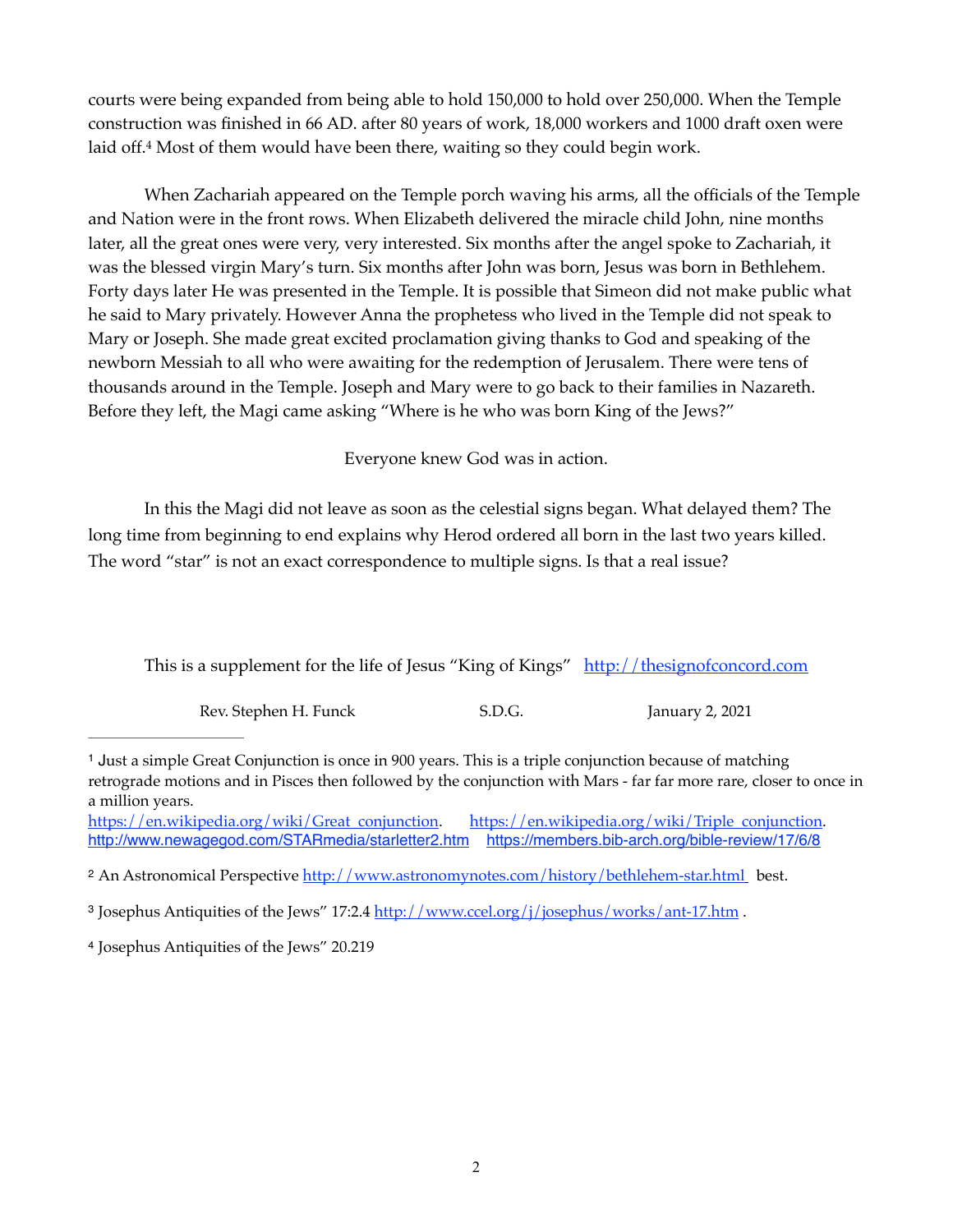courts were being expanded from being able to hold 150,000 to hold over 250,000. When the Temple construction was finished in 66 AD. after 80 years of work, 18,000 workers and 1000 draft oxen were laid off.[4] Most of them would have been there, waiting so they could begin work.

When Zachariah appeared on the Temple porch waving his arms, all the officials of the Temple and Nation were in the front rows. When Elizabeth delivered the miracle child John, nine months later, all the great ones were very, very interested. Six months after the angel spoke to Zachariah, it was the blessed virgin Mary's turn. Six months after John was born, Jesus was born in Bethlehem. Forty days later He was presented in the Temple. It is possible that Simeon did not make public what he said to Mary privately. However Anna the prophetess who lived in the Temple did not speak to Mary or Joseph. She made great excited proclamation giving thanks to God and speaking of the newborn Messiah to all who were awaiting for the redemption of Jerusalem. There were tens of thousands around in the Temple. Joseph and Mary were to go back to their families in Nazareth. Before they left, the Magi came asking "Where is he who was born King of the Jews?"

Everyone knew God was in action.

In this the Magi did not leave as soon as the celestial signs began. What delayed them? The long time from beginning to end explains why Herod ordered all born in the last two years killed. The word "star" is not an exact correspondence to multiple signs. Is that a real issue?

This is a supplement for the life of Jesus "King of Kings" http://thesignofconcord.com

Rev. Stephen H. Funck S.D.G. January 2, 2021

---

[1] Just a simple Great Conjunction is once in 900 years. This is a triple conjunction because of matching retrograde motions and in Pisces then followed by the conjunction with Mars - far far more rare, closer to once in a million years.
https://en.wikipedia.org/wiki/Great_conjunction. https://en.wikipedia.org/wiki/Triple_conjunction. http://www.newagegod.com/STARmedia/starletter2.htm https://members.bib-arch.org/bible-review/17/6/8

[2] An Astronomical Perspective http://www.astronomynotes.com/history/bethlehem-star.html best.

[3] Josephus Antiquities of the Jews" 17:2.4 http://www.ccel.org/j/josephus/works/ant-17.htm .

[4] Josephus Antiquities of the Jews" 20.219